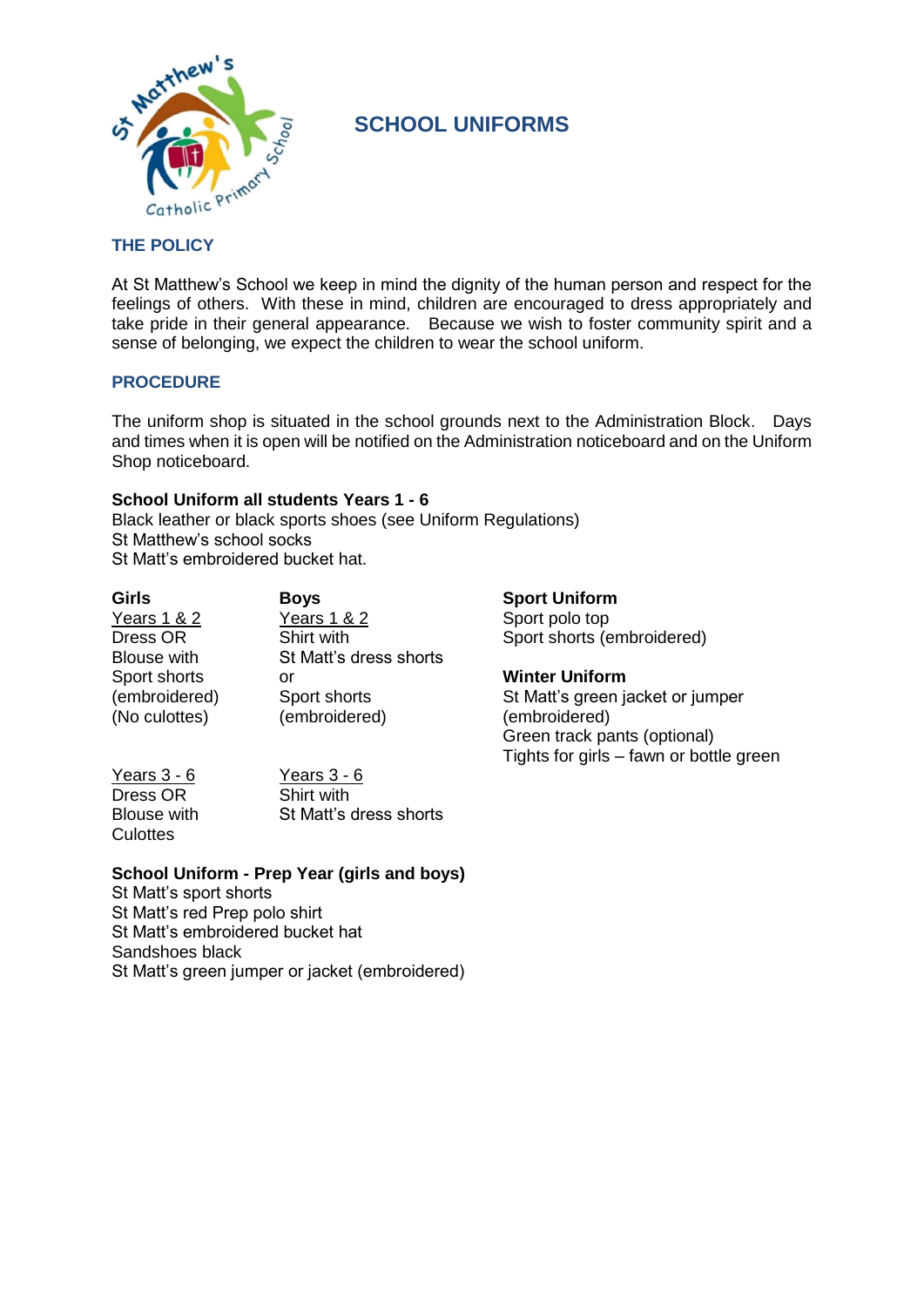# SCHOOL UNIFORMS

## THE POLICY

At St Matthew's School we keep in mind the dignity of the human person and respect for the feelings of others. With these in mind, children are encouraged to dress appropriately and take pride in their general appearance. Because we wish to foster community spirit and a sense of belonging, we expect the children to wear the school uniform.

## PROCEDURE

The uniform shop is situated in the school grounds next to the Administration Block. Days and times when it is open will be notified on the Administration noticeboard and on the Uniform Shop noticeboard.

**School Uniform all students Years 1 - 6**
Black leather or black sports shoes (see Uniform Regulations)
St Matthew's school socks
St Matt's embroidered bucket hat.

**Girls**

Years 1 & 2
Dress OR
Blouse with
Sport shorts
(embroidered)
(No culottes)

Years 3 - 6
Dress OR
Blouse with
Culottes

**Boys**

Years 1 & 2
Shirt with
St Matt's dress shorts
or
Sport shorts
(embroidered)

Years 3 - 6
Shirt with
St Matt's dress shorts

**Sport Uniform**
Sport polo top
Sport shorts (embroidered)

**Winter Uniform**
St Matt's green jacket or jumper
(embroidered)
Green track pants (optional)
Tights for girls – fawn or bottle green

**School Uniform - Prep Year (girls and boys)**
St Matt's sport shorts
St Matt's red Prep polo shirt
St Matt's embroidered bucket hat
Sandshoes black
St Matt's green jumper or jacket (embroidered)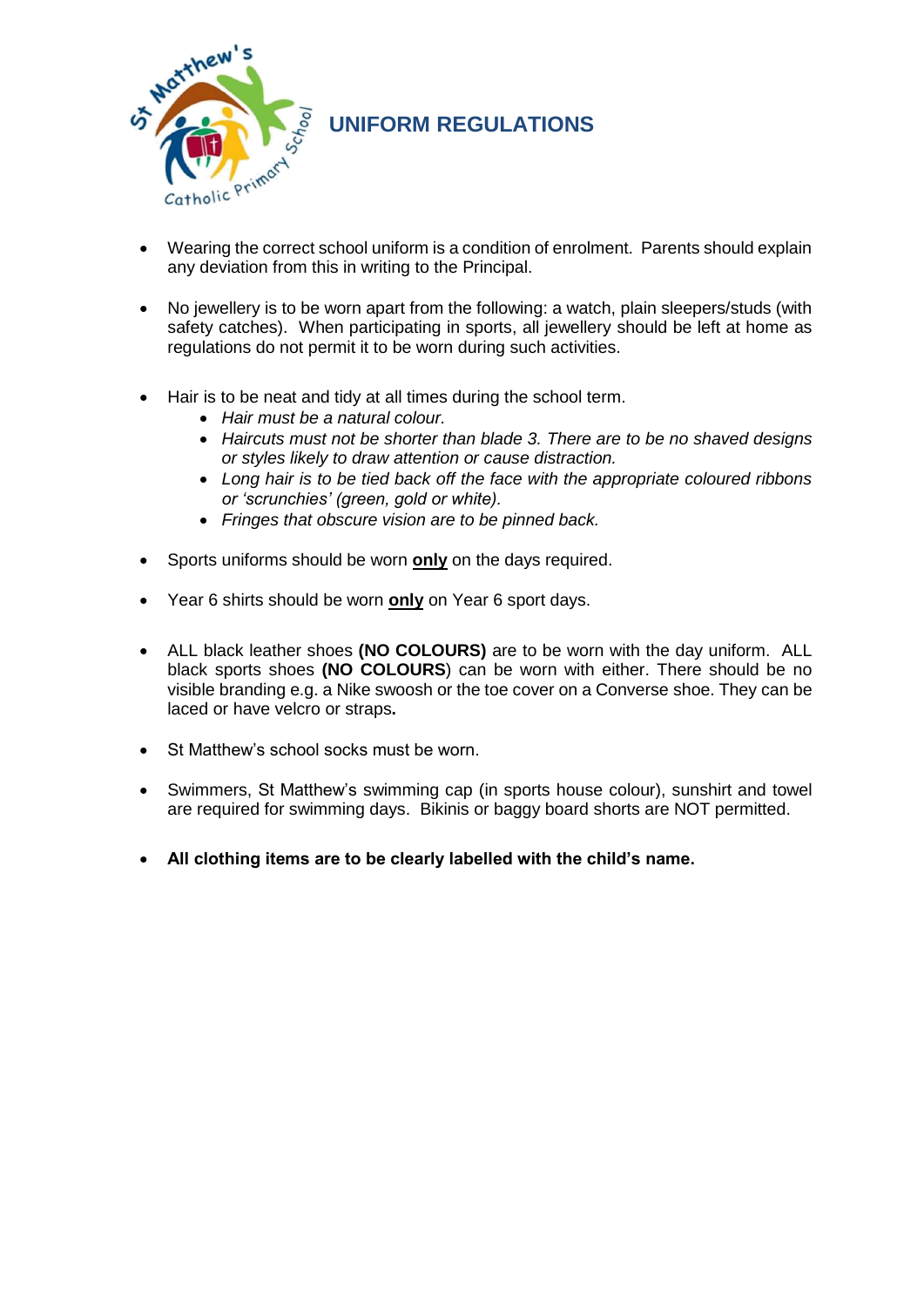# UNIFORM REGULATIONS

- Wearing the correct school uniform is a condition of enrolment. Parents should explain any deviation from this in writing to the Principal.

- No jewellery is to be worn apart from the following: a watch, plain sleepers/studs (with safety catches). When participating in sports, all jewellery should be left at home as regulations do not permit it to be worn during such activities.

- Hair is to be neat and tidy at all times during the school term.
  - *Hair must be a natural colour.*
  - *Haircuts must not be shorter than blade 3. There are to be no shaved designs or styles likely to draw attention or cause distraction.*
  - *Long hair is to be tied back off the face with the appropriate coloured ribbons or 'scrunchies' (green, gold or white).*
  - *Fringes that obscure vision are to be pinned back.*

- Sports uniforms should be worn **only** on the days required.

- Year 6 shirts should be worn **only** on Year 6 sport days.

- ALL black leather shoes **(NO COLOURS)** are to be worn with the day uniform. ALL black sports shoes **(NO COLOURS**) can be worn with either. There should be no visible branding e.g. a Nike swoosh or the toe cover on a Converse shoe. They can be laced or have velcro or straps**.**

- St Matthew's school socks must be worn.

- Swimmers, St Matthew's swimming cap (in sports house colour), sunshirt and towel are required for swimming days. Bikinis or baggy board shorts are NOT permitted.

- **All clothing items are to be clearly labelled with the child's name.**